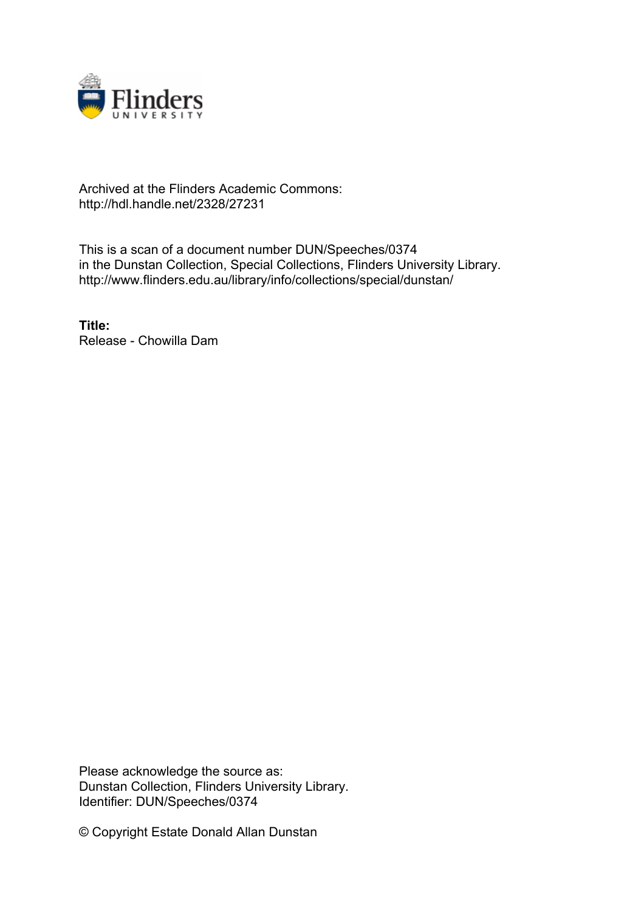Archived at the Flinders Academic Commons:
http://hdl.handle.net/2328/27231

This is a scan of a document number DUN/Speeches/0374
in the Dunstan Collection, Special Collections, Flinders University Library.
http://www.flinders.edu.au/library/info/collections/special/dunstan/

**Title:**
Release - Chowilla Dam

Please acknowledge the source as:
Dunstan Collection, Flinders University Library.
Identifier: DUN/Speeches/0374

© Copyright Estate Donald Allan Dunstan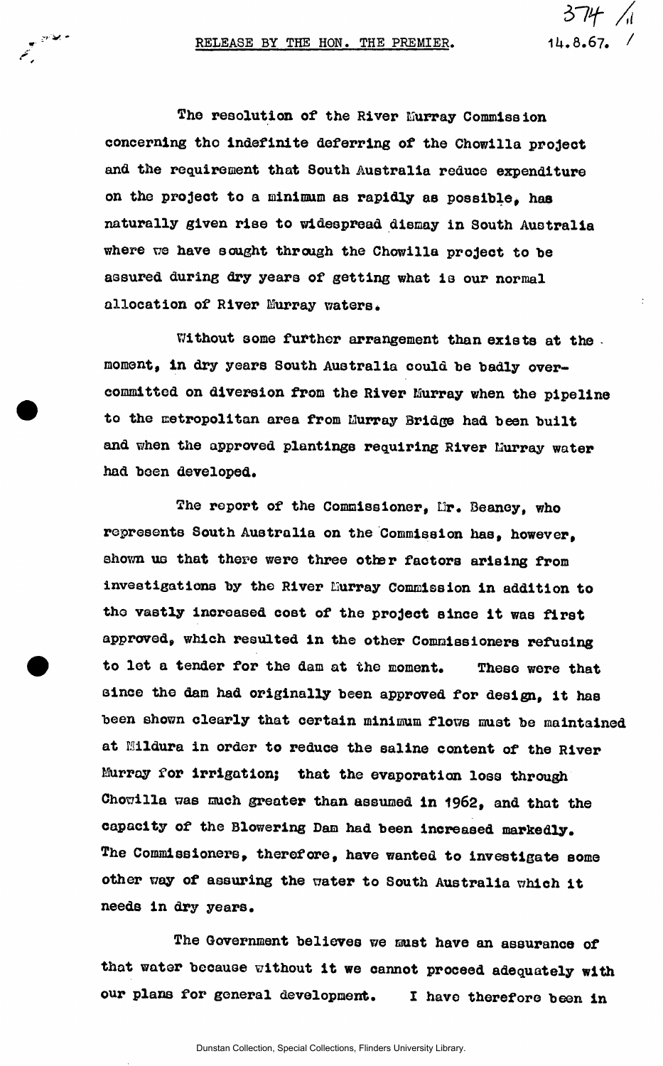RELEASE BY THE HON. THE PREMIER.

14.8.67.

The resolution of the River Murray Commission concerning tho indefinite deferring of the Chowilla project and the requirement that South Australia reduce expenditure on the project to a minimum as rapidly as possible, has naturally given rise to widespread dismay in South Australia where we have sought through the Chowilla project to be assured during dry years of getting what is our normal allocation of River Murray waters.

Without some further arrangement than exists at the moment, in dry years South Australia could be badly over-committed on diversion from the River Murray when the pipeline to the metropolitan area from Murray Bridge had been built and when the approved plantings requiring River Murray water had been developed.

The report of the Commissioner, Mr. Beaney, who represents South Australia on the Commission has, however, shown us that there were three other factors arising from investigations by the River Murray Commission in addition to the vastly increased cost of the project since it was first approved, which resulted in the other Commissioners refusing to let a tender for the dam at the moment. These were that since the dam had originally been approved for design, it has been shown clearly that certain minimum flows must be maintained at Mildura in order to reduce the saline content of the River Murray for irrigation; that the evaporation loss through Chowilla was much greater than assumed in 1962, and that the capacity of the Blowering Dam had been increased markedly. The Commissioners, therefore, have wanted to investigate some other way of assuring the water to South Australia which it needs in dry years.

The Government believes we must have an assurance of that water because without it we cannot proceed adequately with our plans for general development. I have therefore been in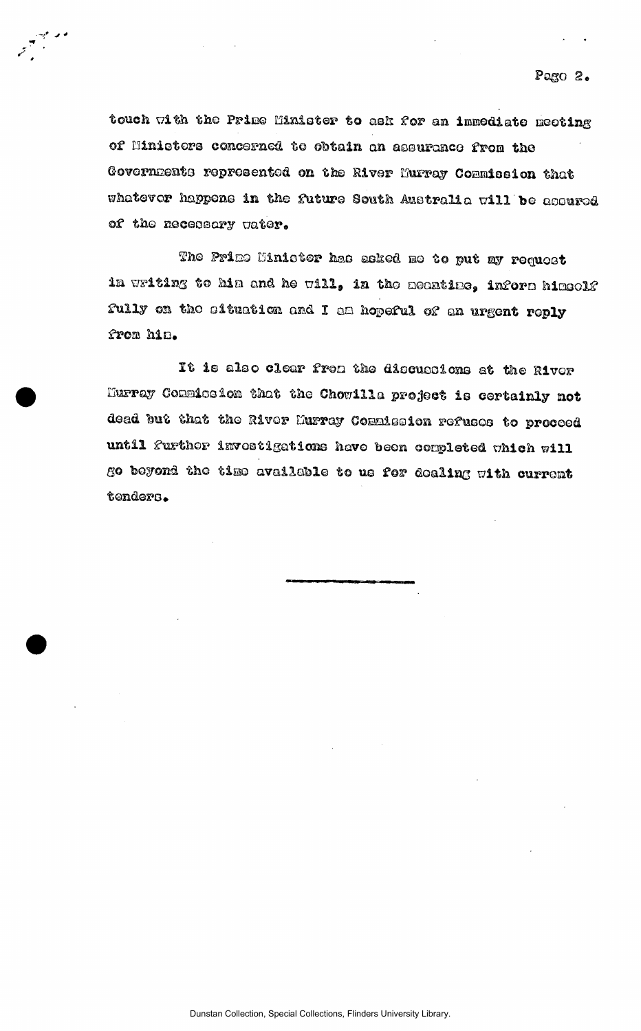touch with the Prime Minister to ask for an immediate meeting of Ministers concerned to obtain an assurance from the Governments represented on the River Murray Commission that whatever happens in the future South Australia will be assured of the necessary water.

The Prime Minister has asked me to put my request in writing to him and he will, in the meantime, inform himself fully on the situation and I am hopeful of an urgent reply from him.

It is also clear from the discussions at the River Murray Commission that the Chowilla project is certainly not dead but that the River Murray Commission refuses to proceed until further investigations have been completed which will go beyond the time available to us for dealing with current tenders.

---

Dunstan Collection, Special Collections, Flinders University Library.